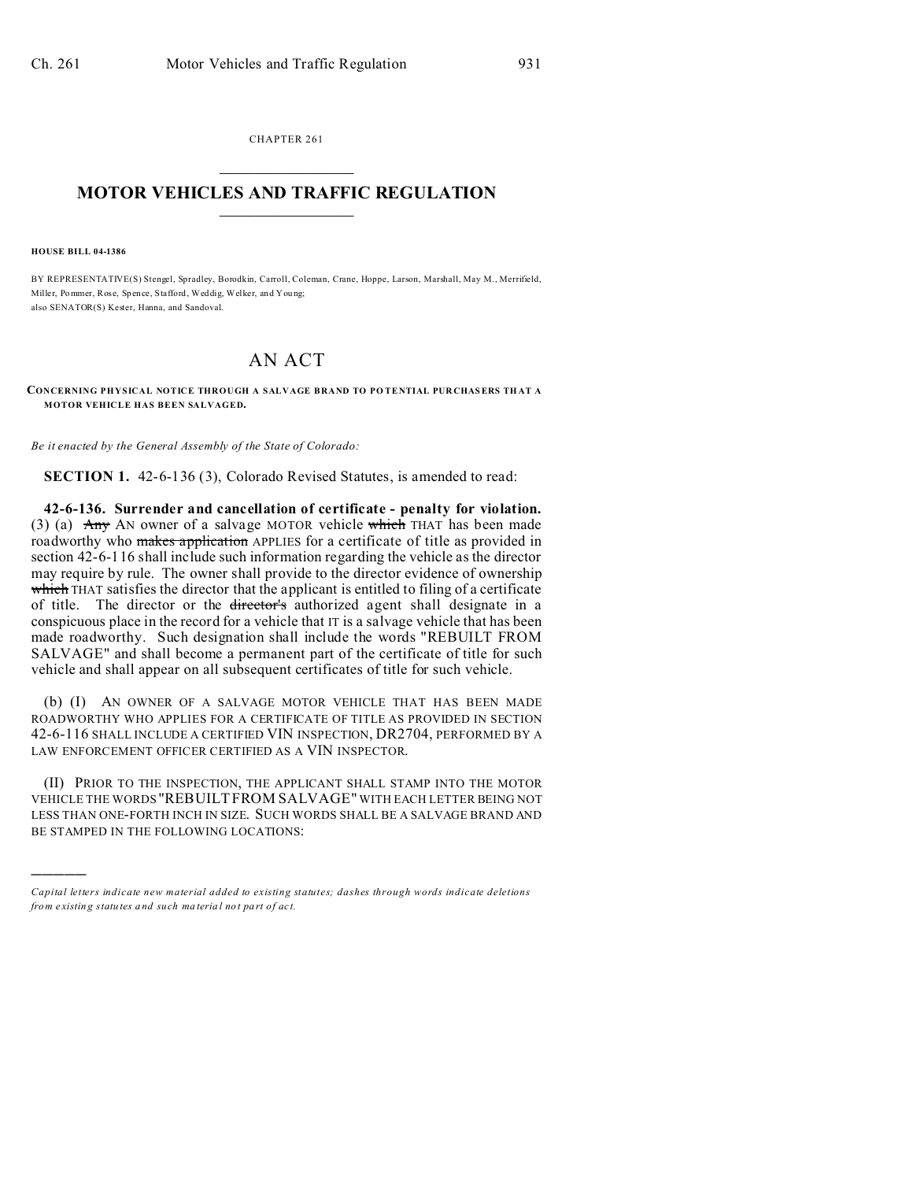CHAPTER 261

# MOTOR VEHICLES AND TRAFFIC REGULATION

**HOUSE BILL 04-1386**

BY REPRESENTATIVE(S) Stengel, Spradley, Borodkin, Carroll, Coleman, Crane, Hoppe, Larson, Marshall, May M., Merrifield, Miller, Pommer, Rose, Spence, Stafford, Weddig, Welker, and Young;
also SENATOR(S) Kester, Hanna, and Sandoval.

# AN ACT

**CONCERNING PHYSICAL NOTICE THROUGH A SALVAGE BRAND TO POTENTIAL PURCHASERS THAT A MOTOR VEHICLE HAS BEEN SALVAGED.**

*Be it enacted by the General Assembly of the State of Colorado:*

**SECTION 1.** 42-6-136 (3), Colorado Revised Statutes, is amended to read:

**42-6-136. Surrender and cancellation of certificate - penalty for violation.** (3) (a) ~~Any~~ AN owner of a salvage MOTOR vehicle ~~which~~ THAT has been made roadworthy who ~~makes application~~ APPLIES for a certificate of title as provided in section 42-6-116 shall include such information regarding the vehicle as the director may require by rule. The owner shall provide to the director evidence of ownership ~~which~~ THAT satisfies the director that the applicant is entitled to filing of a certificate of title. The director or the ~~director's~~ authorized agent shall designate in a conspicuous place in the record for a vehicle that IT is a salvage vehicle that has been made roadworthy. Such designation shall include the words "REBUILT FROM SALVAGE" and shall become a permanent part of the certificate of title for such vehicle and shall appear on all subsequent certificates of title for such vehicle.

(b) (I) AN OWNER OF A SALVAGE MOTOR VEHICLE THAT HAS BEEN MADE ROADWORTHY WHO APPLIES FOR A CERTIFICATE OF TITLE AS PROVIDED IN SECTION 42-6-116 SHALL INCLUDE A CERTIFIED VIN INSPECTION, DR2704, PERFORMED BY A LAW ENFORCEMENT OFFICER CERTIFIED AS A VIN INSPECTOR.

(II) PRIOR TO THE INSPECTION, THE APPLICANT SHALL STAMP INTO THE MOTOR VEHICLE THE WORDS "REBUILT FROM SALVAGE" WITH EACH LETTER BEING NOT LESS THAN ONE-FORTH INCH IN SIZE. SUCH WORDS SHALL BE A SALVAGE BRAND AND BE STAMPED IN THE FOLLOWING LOCATIONS:

---

*Capital letters indicate new material added to existing statutes; dashes through words indicate deletions from existing statutes and such material not part of act.*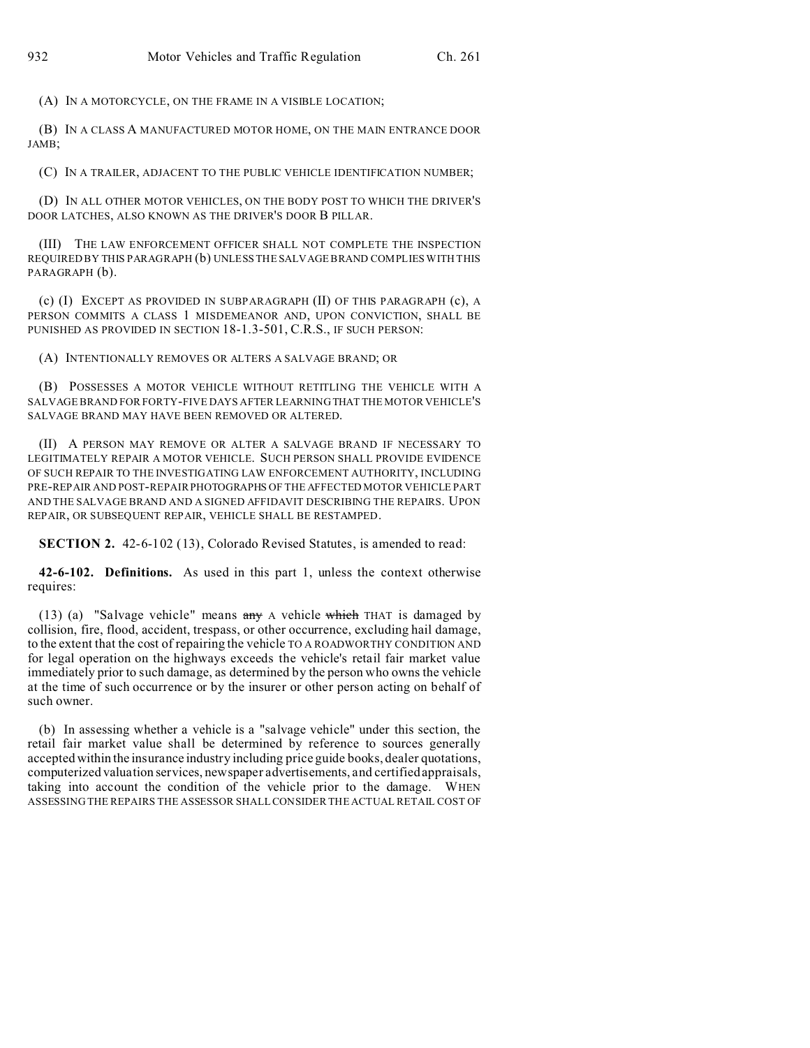(A) IN A MOTORCYCLE, ON THE FRAME IN A VISIBLE LOCATION;

(B) IN A CLASS A MANUFACTURED MOTOR HOME, ON THE MAIN ENTRANCE DOOR JAMB;

(C) IN A TRAILER, ADJACENT TO THE PUBLIC VEHICLE IDENTIFICATION NUMBER;

(D) IN ALL OTHER MOTOR VEHICLES, ON THE BODY POST TO WHICH THE DRIVER'S DOOR LATCHES, ALSO KNOWN AS THE DRIVER'S DOOR B PILLAR.

(III) THE LAW ENFORCEMENT OFFICER SHALL NOT COMPLETE THE INSPECTION REQUIRED BY THIS PARAGRAPH (b) UNLESS THE SALVAGE BRAND COMPLIES WITH THIS PARAGRAPH (b).

(c) (I) EXCEPT AS PROVIDED IN SUBPARAGRAPH (II) OF THIS PARAGRAPH (c), A PERSON COMMITS A CLASS 1 MISDEMEANOR AND, UPON CONVICTION, SHALL BE PUNISHED AS PROVIDED IN SECTION 18-1.3-501, C.R.S., IF SUCH PERSON:

(A) INTENTIONALLY REMOVES OR ALTERS A SALVAGE BRAND; OR

(B) POSSESSES A MOTOR VEHICLE WITHOUT RETITLING THE VEHICLE WITH A SALVAGE BRAND FOR FORTY-FIVE DAYS AFTER LEARNING THAT THE MOTOR VEHICLE'S SALVAGE BRAND MAY HAVE BEEN REMOVED OR ALTERED.

(II) A PERSON MAY REMOVE OR ALTER A SALVAGE BRAND IF NECESSARY TO LEGITIMATELY REPAIR A MOTOR VEHICLE. SUCH PERSON SHALL PROVIDE EVIDENCE OF SUCH REPAIR TO THE INVESTIGATING LAW ENFORCEMENT AUTHORITY, INCLUDING PRE-REPAIR AND POST-REPAIR PHOTOGRAPHS OF THE AFFECTED MOTOR VEHICLE PART AND THE SALVAGE BRAND AND A SIGNED AFFIDAVIT DESCRIBING THE REPAIRS. UPON REPAIR, OR SUBSEQUENT REPAIR, VEHICLE SHALL BE RESTAMPED.

**SECTION 2.** 42-6-102 (13), Colorado Revised Statutes, is amended to read:

**42-6-102. Definitions.** As used in this part 1, unless the context otherwise requires:

(13) (a) "Salvage vehicle" means ~~any~~ A vehicle ~~which~~ THAT is damaged by collision, fire, flood, accident, trespass, or other occurrence, excluding hail damage, to the extent that the cost of repairing the vehicle TO A ROADWORTHY CONDITION AND for legal operation on the highways exceeds the vehicle's retail fair market value immediately prior to such damage, as determined by the person who owns the vehicle at the time of such occurrence or by the insurer or other person acting on behalf of such owner.

(b) In assessing whether a vehicle is a "salvage vehicle" under this section, the retail fair market value shall be determined by reference to sources generally accepted within the insurance industry including price guide books, dealer quotations, computerized valuation services, newspaper advertisements, and certified appraisals, taking into account the condition of the vehicle prior to the damage. WHEN ASSESSING THE REPAIRS THE ASSESSOR SHALL CONSIDER THE ACTUAL RETAIL COST OF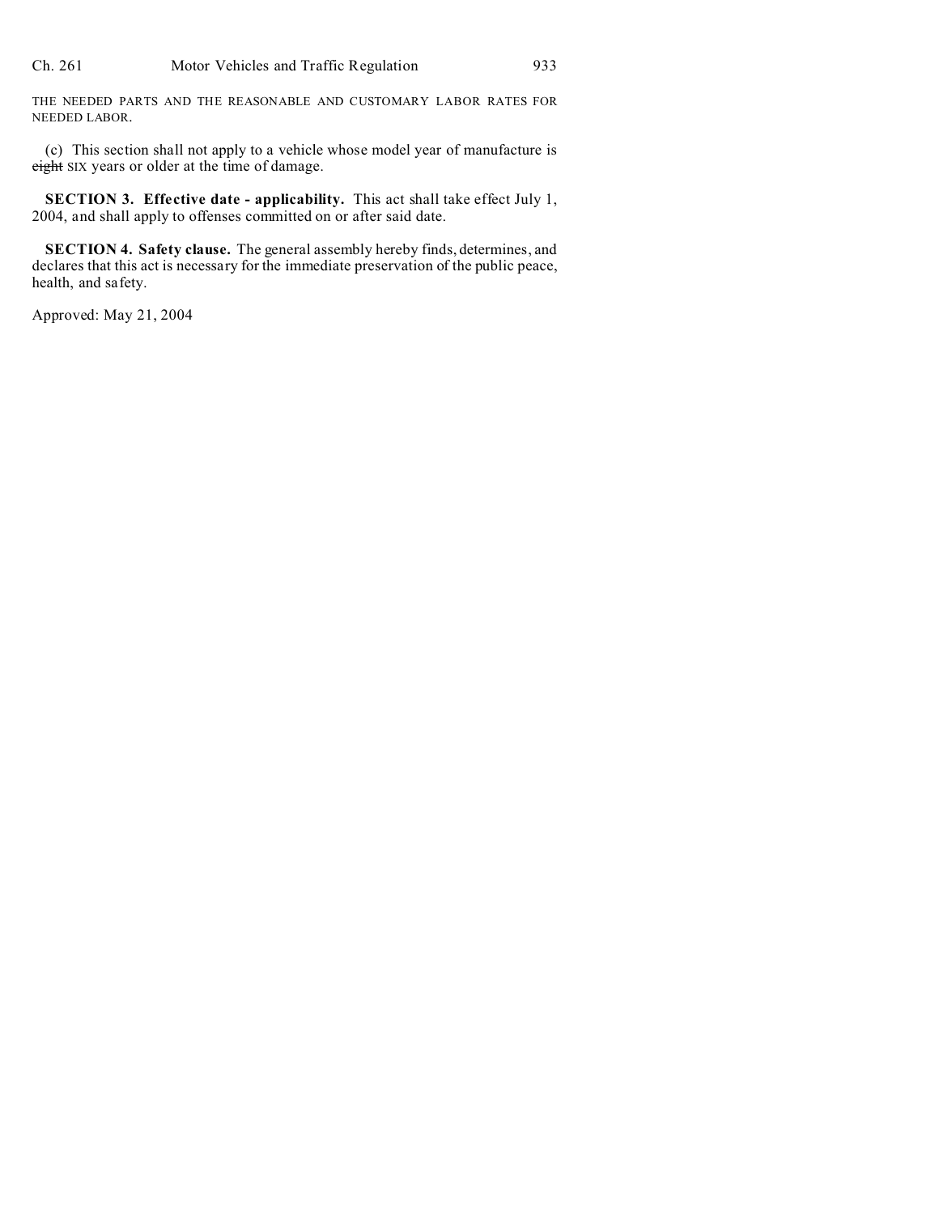THE NEEDED PARTS AND THE REASONABLE AND CUSTOMARY LABOR RATES FOR NEEDED LABOR.

(c) This section shall not apply to a vehicle whose model year of manufacture is ~~eight~~ SIX years or older at the time of damage.

**SECTION 3. Effective date - applicability.** This act shall take effect July 1, 2004, and shall apply to offenses committed on or after said date.

**SECTION 4. Safety clause.** The general assembly hereby finds, determines, and declares that this act is necessary for the immediate preservation of the public peace, health, and safety.

Approved: May 21, 2004